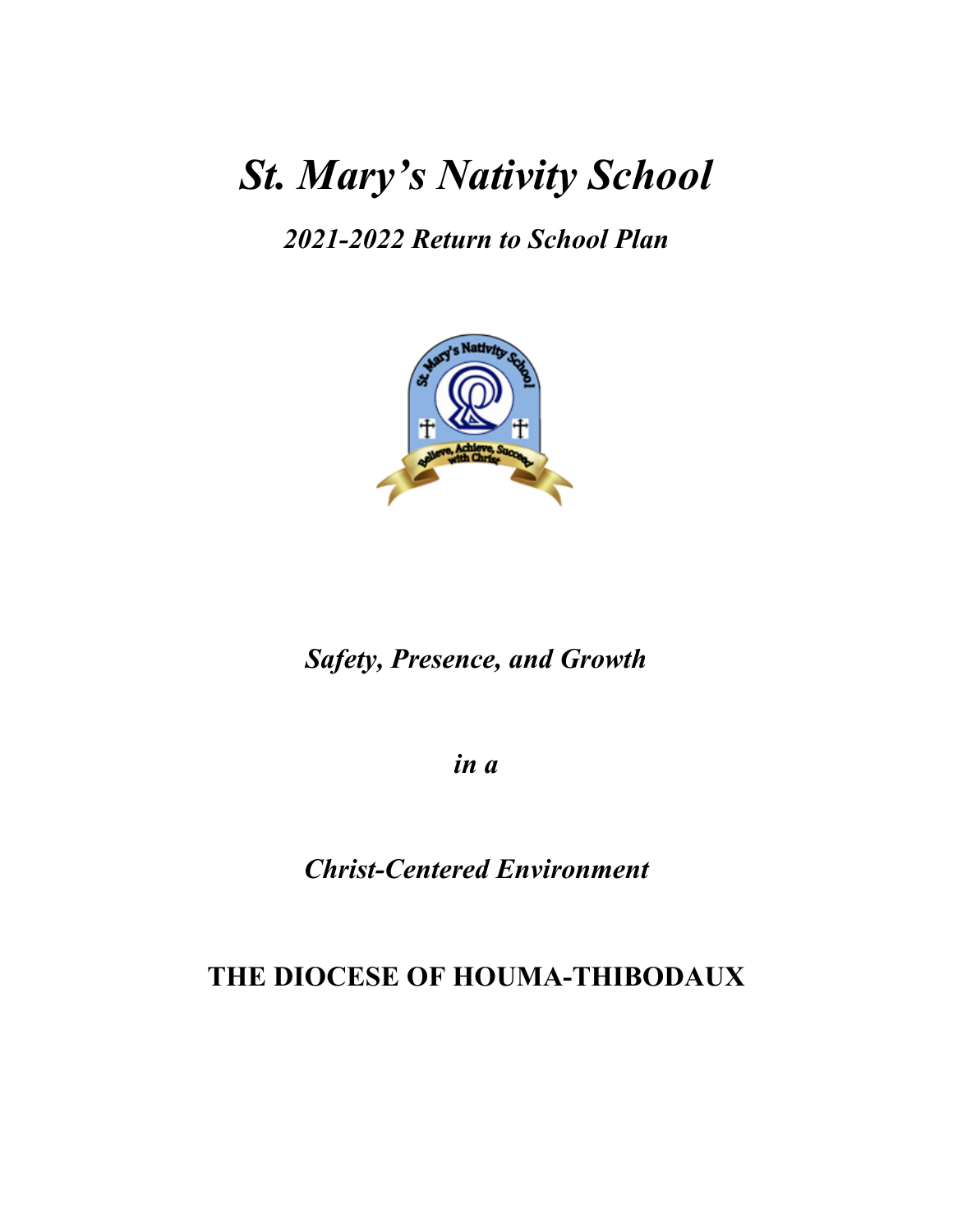# *St. Mary's Nativity School*

## *2021-2022 Return to School Plan*

***Safety, Presence, and Growth***

***in a***

***Christ-Centered Environment***

**THE DIOCESE OF HOUMA-THIBODAUX**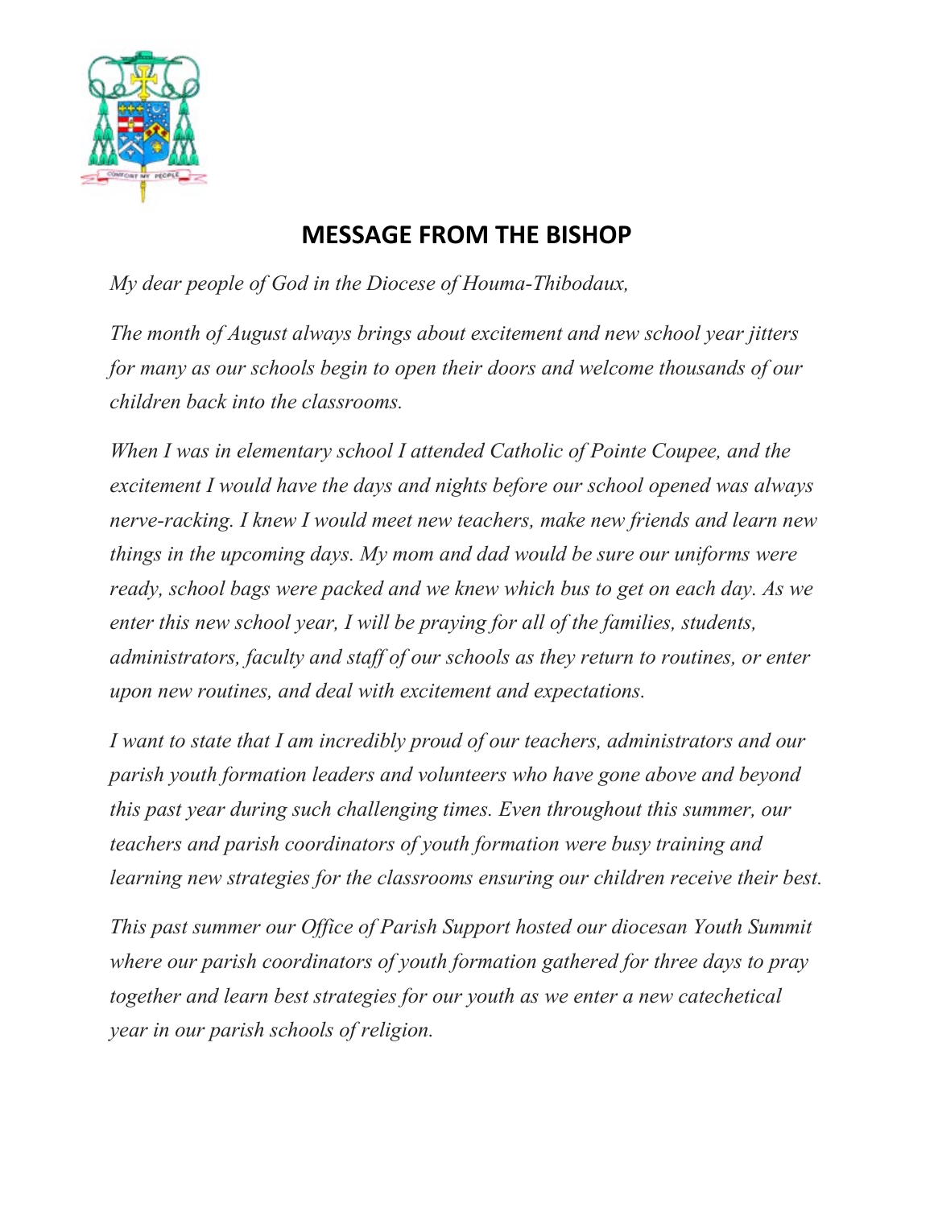## MESSAGE FROM THE BISHOP

*My dear people of God in the Diocese of Houma-Thibodaux,*

*The month of August always brings about excitement and new school year jitters for many as our schools begin to open their doors and welcome thousands of our children back into the classrooms.*

*When I was in elementary school I attended Catholic of Pointe Coupee, and the excitement I would have the days and nights before our school opened was always nerve-racking. I knew I would meet new teachers, make new friends and learn new things in the upcoming days. My mom and dad would be sure our uniforms were ready, school bags were packed and we knew which bus to get on each day. As we enter this new school year, I will be praying for all of the families, students, administrators, faculty and staff of our schools as they return to routines, or enter upon new routines, and deal with excitement and expectations.*

*I want to state that I am incredibly proud of our teachers, administrators and our parish youth formation leaders and volunteers who have gone above and beyond this past year during such challenging times. Even throughout this summer, our teachers and parish coordinators of youth formation were busy training and learning new strategies for the classrooms ensuring our children receive their best.*

*This past summer our Office of Parish Support hosted our diocesan Youth Summit where our parish coordinators of youth formation gathered for three days to pray together and learn best strategies for our youth as we enter a new catechetical year in our parish schools of religion.*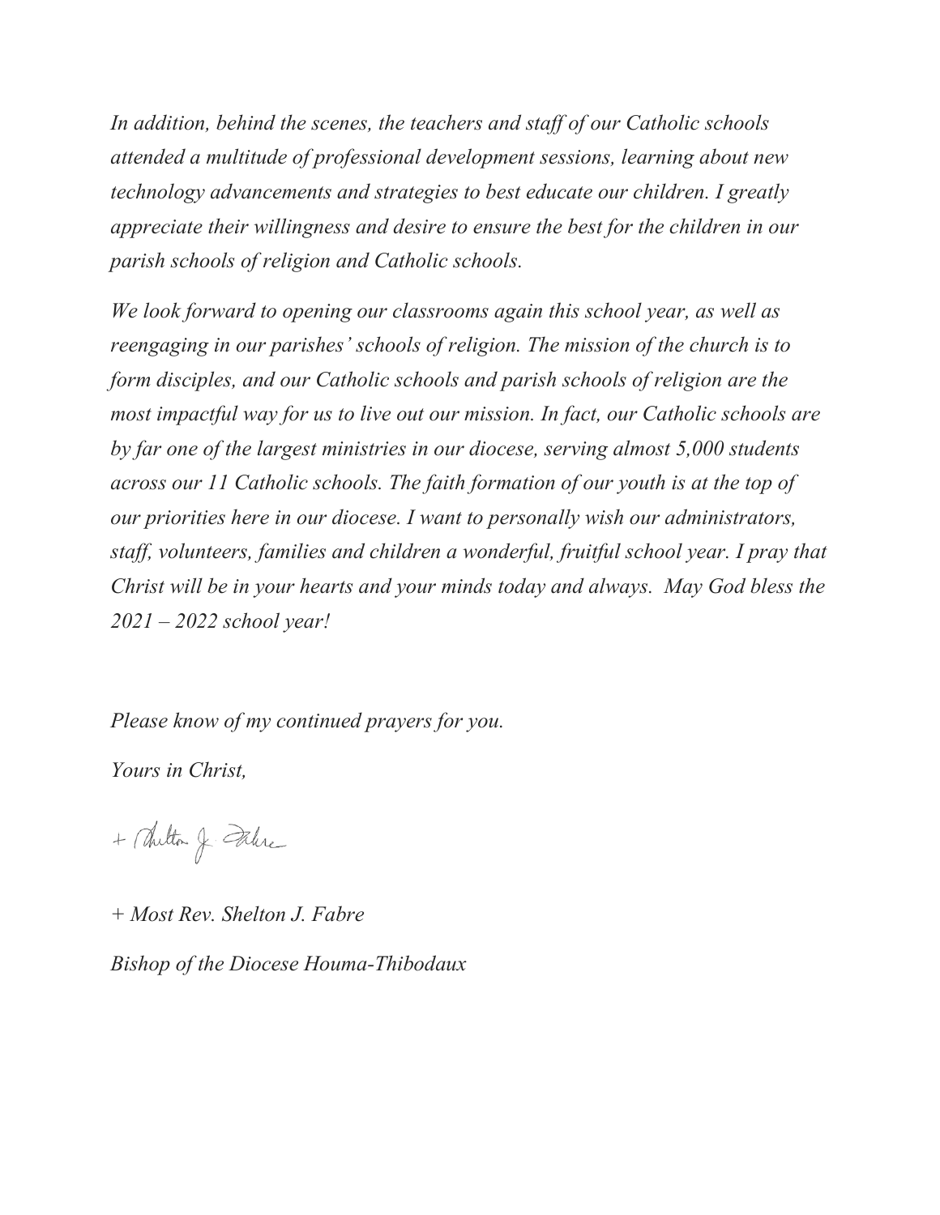*In addition, behind the scenes, the teachers and staff of our Catholic schools attended a multitude of professional development sessions, learning about new technology advancements and strategies to best educate our children. I greatly appreciate their willingness and desire to ensure the best for the children in our parish schools of religion and Catholic schools.*

*We look forward to opening our classrooms again this school year, as well as reengaging in our parishes' schools of religion. The mission of the church is to form disciples, and our Catholic schools and parish schools of religion are the most impactful way for us to live out our mission. In fact, our Catholic schools are by far one of the largest ministries in our diocese, serving almost 5,000 students across our 11 Catholic schools. The faith formation of our youth is at the top of our priorities here in our diocese. I want to personally wish our administrators, staff, volunteers, families and children a wonderful, fruitful school year. I pray that Christ will be in your hearts and your minds today and always. May God bless the 2021 – 2022 school year!*

*Please know of my continued prayers for you.*

*Yours in Christ,*

+ Shelton J. Fabre

*+ Most Rev. Shelton J. Fabre*

*Bishop of the Diocese Houma-Thibodaux*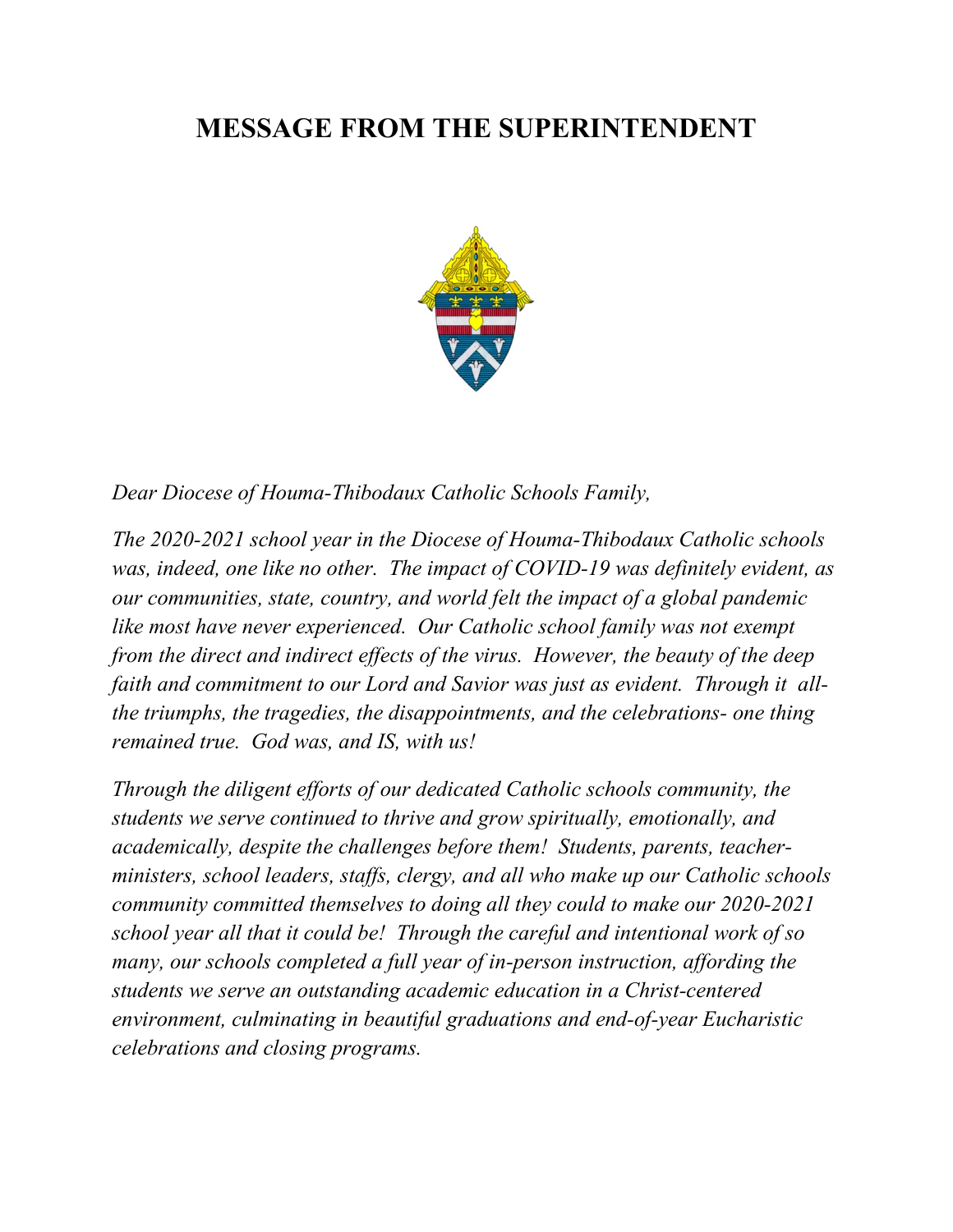# MESSAGE FROM THE SUPERINTENDENT

*Dear Diocese of Houma-Thibodaux Catholic Schools Family,*

*The 2020-2021 school year in the Diocese of Houma-Thibodaux Catholic schools was, indeed, one like no other. The impact of COVID-19 was definitely evident, as our communities, state, country, and world felt the impact of a global pandemic like most have never experienced. Our Catholic school family was not exempt from the direct and indirect effects of the virus. However, the beauty of the deep faith and commitment to our Lord and Savior was just as evident. Through it all- the triumphs, the tragedies, the disappointments, and the celebrations- one thing remained true. God was, and IS, with us!*

*Through the diligent efforts of our dedicated Catholic schools community, the students we serve continued to thrive and grow spiritually, emotionally, and academically, despite the challenges before them! Students, parents, teacher-ministers, school leaders, staffs, clergy, and all who make up our Catholic schools community committed themselves to doing all they could to make our 2020-2021 school year all that it could be! Through the careful and intentional work of so many, our schools completed a full year of in-person instruction, affording the students we serve an outstanding academic education in a Christ-centered environment, culminating in beautiful graduations and end-of-year Eucharistic celebrations and closing programs.*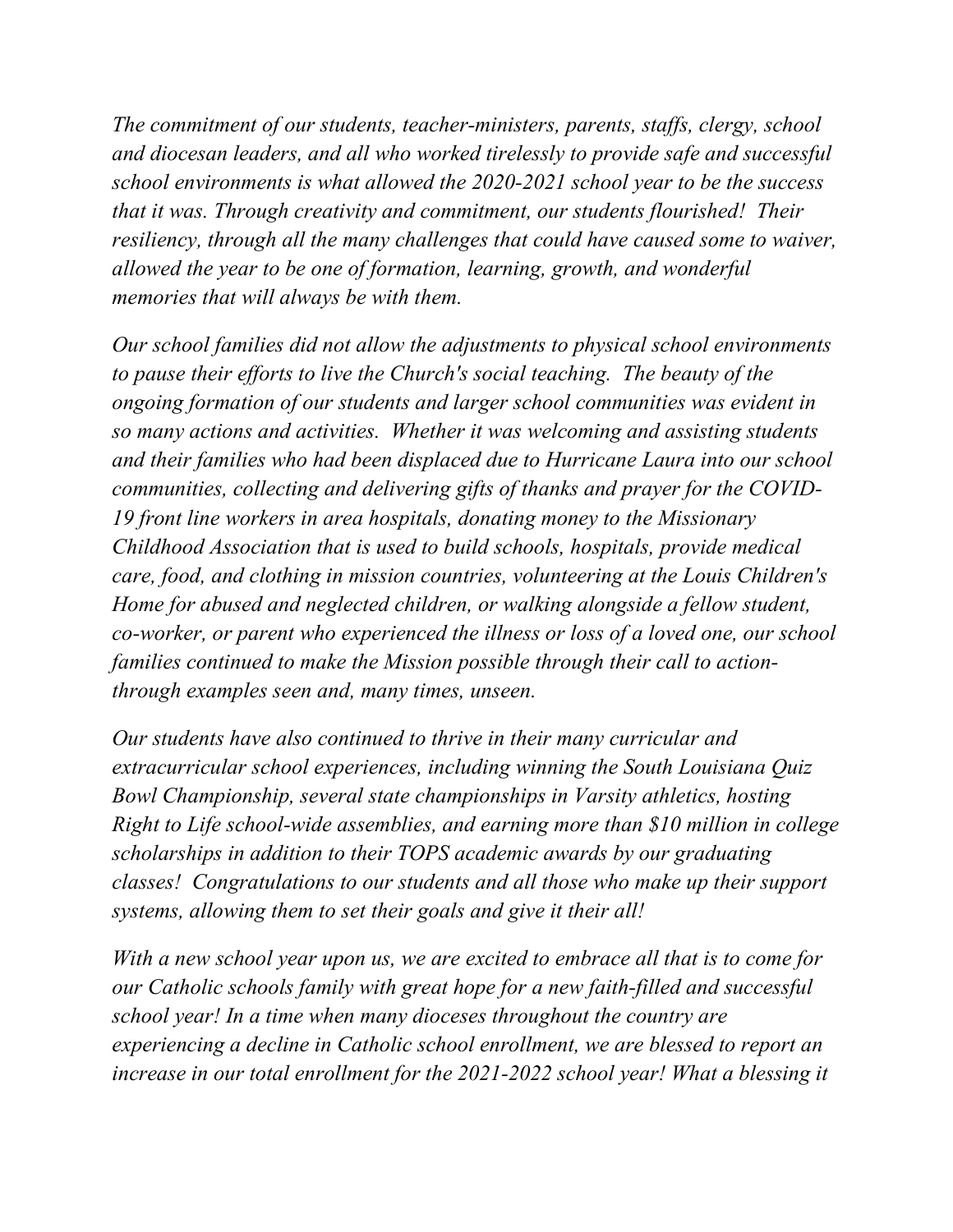*The commitment of our students, teacher-ministers, parents, staffs, clergy, school and diocesan leaders, and all who worked tirelessly to provide safe and successful school environments is what allowed the 2020-2021 school year to be the success that it was. Through creativity and commitment, our students flourished! Their resiliency, through all the many challenges that could have caused some to waiver, allowed the year to be one of formation, learning, growth, and wonderful memories that will always be with them.*

*Our school families did not allow the adjustments to physical school environments to pause their efforts to live the Church's social teaching. The beauty of the ongoing formation of our students and larger school communities was evident in so many actions and activities. Whether it was welcoming and assisting students and their families who had been displaced due to Hurricane Laura into our school communities, collecting and delivering gifts of thanks and prayer for the COVID-19 front line workers in area hospitals, donating money to the Missionary Childhood Association that is used to build schools, hospitals, provide medical care, food, and clothing in mission countries, volunteering at the Louis Children's Home for abused and neglected children, or walking alongside a fellow student, co-worker, or parent who experienced the illness or loss of a loved one, our school families continued to make the Mission possible through their call to action-through examples seen and, many times, unseen.*

*Our students have also continued to thrive in their many curricular and extracurricular school experiences, including winning the South Louisiana Quiz Bowl Championship, several state championships in Varsity athletics, hosting Right to Life school-wide assemblies, and earning more than $10 million in college scholarships in addition to their TOPS academic awards by our graduating classes! Congratulations to our students and all those who make up their support systems, allowing them to set their goals and give it their all!*

*With a new school year upon us, we are excited to embrace all that is to come for our Catholic schools family with great hope for a new faith-filled and successful school year! In a time when many dioceses throughout the country are experiencing a decline in Catholic school enrollment, we are blessed to report an increase in our total enrollment for the 2021-2022 school year! What a blessing it*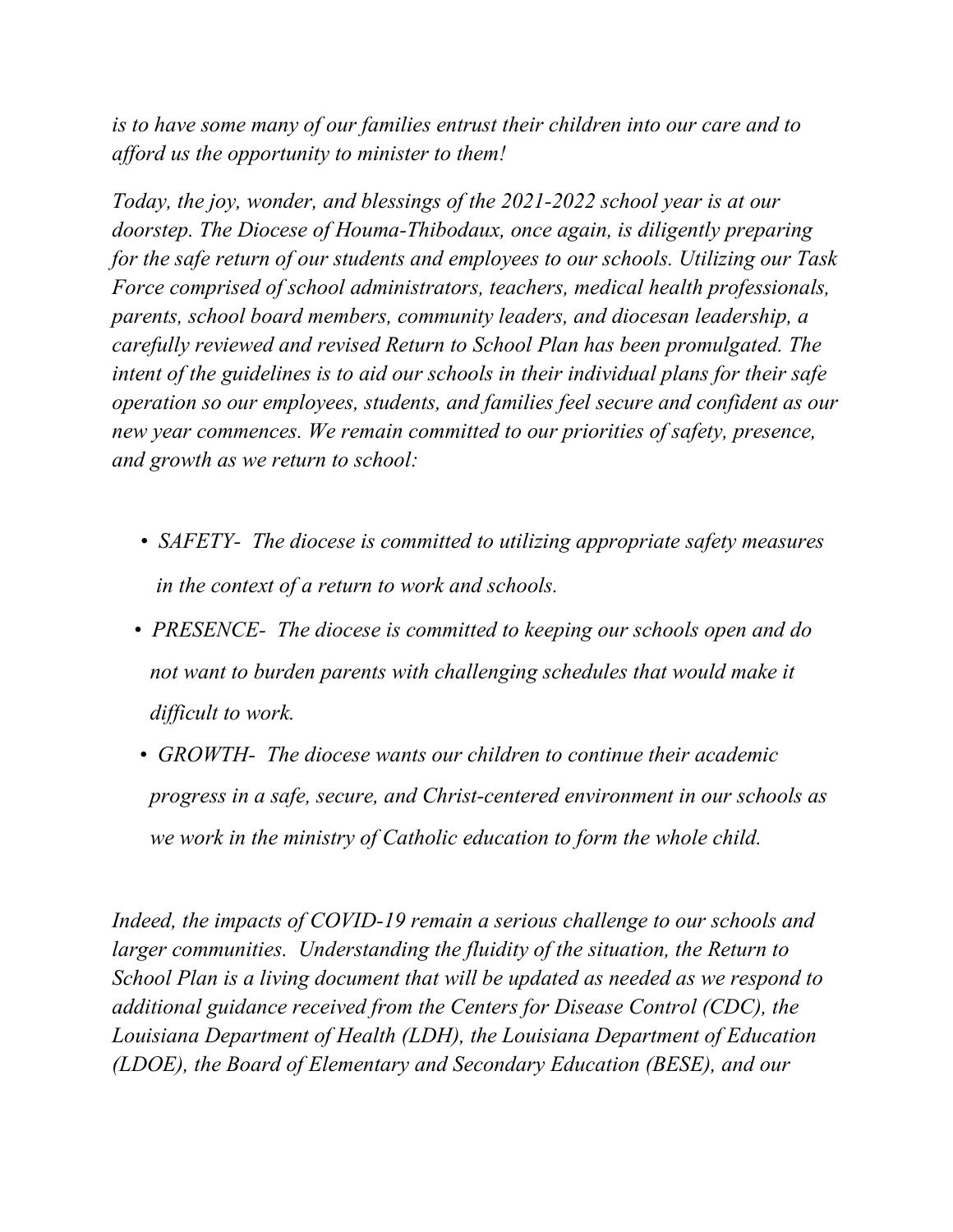*is to have some many of our families entrust their children into our care and to afford us the opportunity to minister to them!*

*Today, the joy, wonder, and blessings of the 2021-2022 school year is at our doorstep. The Diocese of Houma-Thibodaux, once again, is diligently preparing for the safe return of our students and employees to our schools. Utilizing our Task Force comprised of school administrators, teachers, medical health professionals, parents, school board members, community leaders, and diocesan leadership, a carefully reviewed and revised Return to School Plan has been promulgated. The intent of the guidelines is to aid our schools in their individual plans for their safe operation so our employees, students, and families feel secure and confident as our new year commences. We remain committed to our priorities of safety, presence, and growth as we return to school:*

- *SAFETY- The diocese is committed to utilizing appropriate safety measures in the context of a return to work and schools.*
- *PRESENCE- The diocese is committed to keeping our schools open and do not want to burden parents with challenging schedules that would make it difficult to work.*
- *GROWTH- The diocese wants our children to continue their academic progress in a safe, secure, and Christ-centered environment in our schools as we work in the ministry of Catholic education to form the whole child.*

*Indeed, the impacts of COVID-19 remain a serious challenge to our schools and larger communities. Understanding the fluidity of the situation, the Return to School Plan is a living document that will be updated as needed as we respond to additional guidance received from the Centers for Disease Control (CDC), the Louisiana Department of Health (LDH), the Louisiana Department of Education (LDOE), the Board of Elementary and Secondary Education (BESE), and our*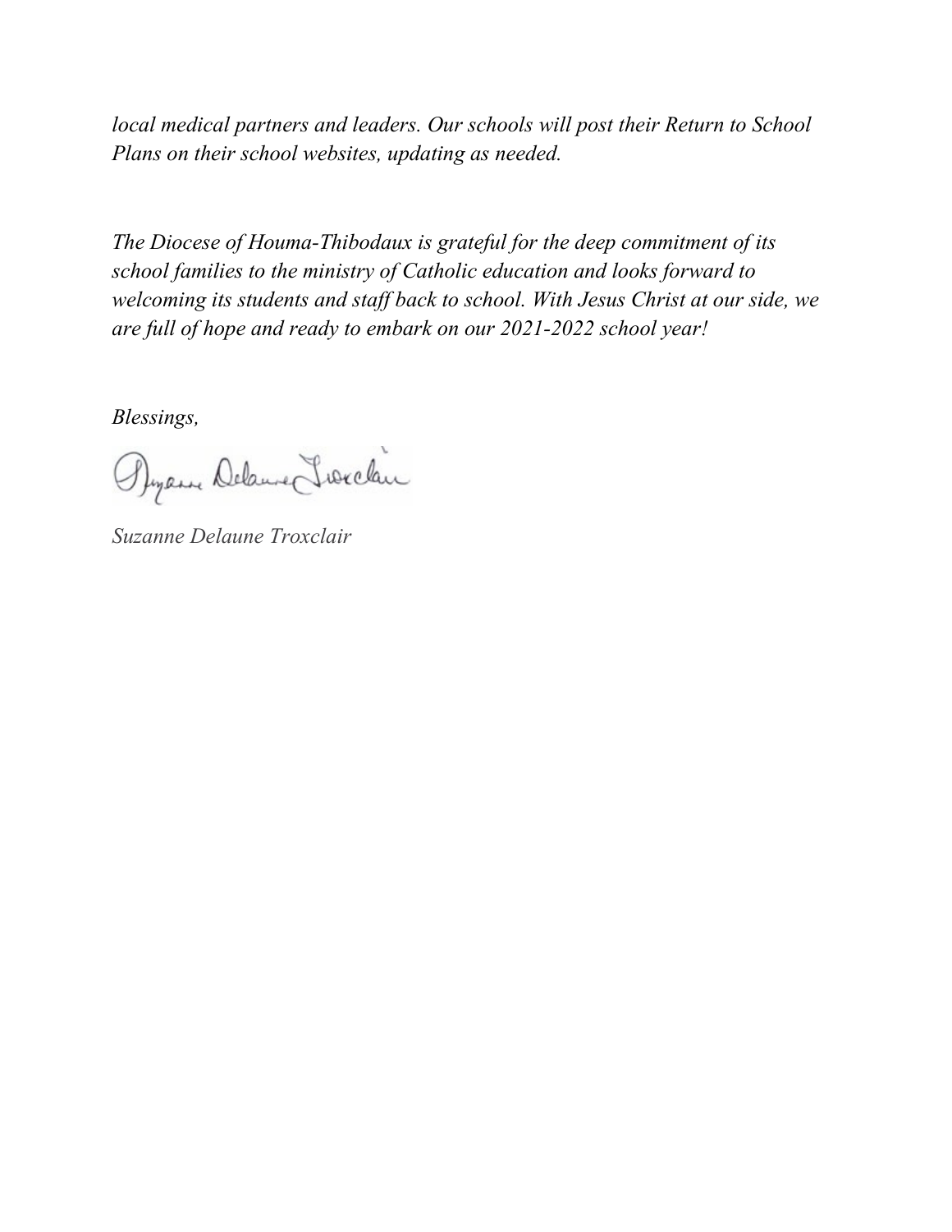*local medical partners and leaders. Our schools will post their Return to School Plans on their school websites, updating as needed.*

*The Diocese of Houma-Thibodaux is grateful for the deep commitment of its school families to the ministry of Catholic education and looks forward to welcoming its students and staff back to school. With Jesus Christ at our side, we are full of hope and ready to embark on our 2021-2022 school year!*

*Blessings,*

*Suzanne Delaune Troxclair*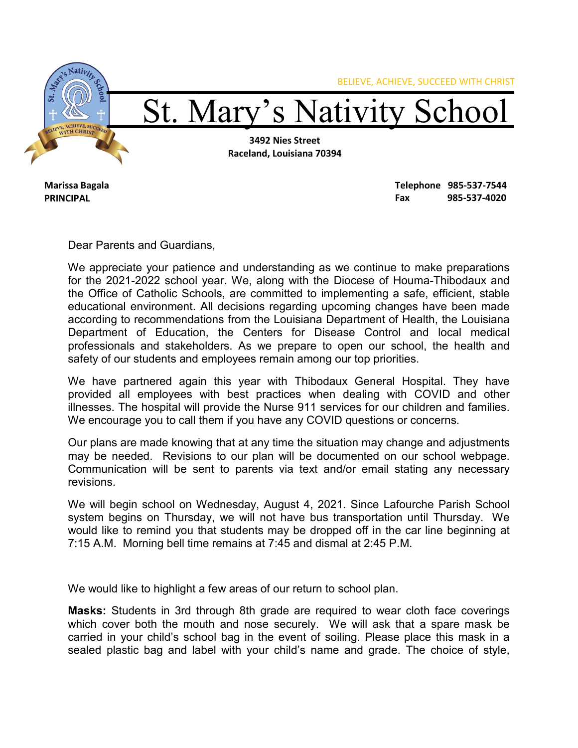BELIEVE, ACHIEVE, SUCCEED WITH CHRIST

# St. Mary's Nativity School

**3492 Nies Street**
**Raceland, Louisiana 70394**

**Marissa Bagala**
**PRINCIPAL**

**Telephone 985-537-7544**
**Fax 985-537-4020**

Dear Parents and Guardians,

We appreciate your patience and understanding as we continue to make preparations for the 2021-2022 school year. We, along with the Diocese of Houma-Thibodaux and the Office of Catholic Schools, are committed to implementing a safe, efficient, stable educational environment. All decisions regarding upcoming changes have been made according to recommendations from the Louisiana Department of Health, the Louisiana Department of Education, the Centers for Disease Control and local medical professionals and stakeholders. As we prepare to open our school, the health and safety of our students and employees remain among our top priorities.

We have partnered again this year with Thibodaux General Hospital. They have provided all employees with best practices when dealing with COVID and other illnesses. The hospital will provide the Nurse 911 services for our children and families. We encourage you to call them if you have any COVID questions or concerns.

Our plans are made knowing that at any time the situation may change and adjustments may be needed. Revisions to our plan will be documented on our school webpage. Communication will be sent to parents via text and/or email stating any necessary revisions.

We will begin school on Wednesday, August 4, 2021. Since Lafourche Parish School system begins on Thursday, we will not have bus transportation until Thursday. We would like to remind you that students may be dropped off in the car line beginning at 7:15 A.M. Morning bell time remains at 7:45 and dismal at 2:45 P.M.

We would like to highlight a few areas of our return to school plan.

**Masks:** Students in 3rd through 8th grade are required to wear cloth face coverings which cover both the mouth and nose securely. We will ask that a spare mask be carried in your child's school bag in the event of soiling. Please place this mask in a sealed plastic bag and label with your child's name and grade. The choice of style,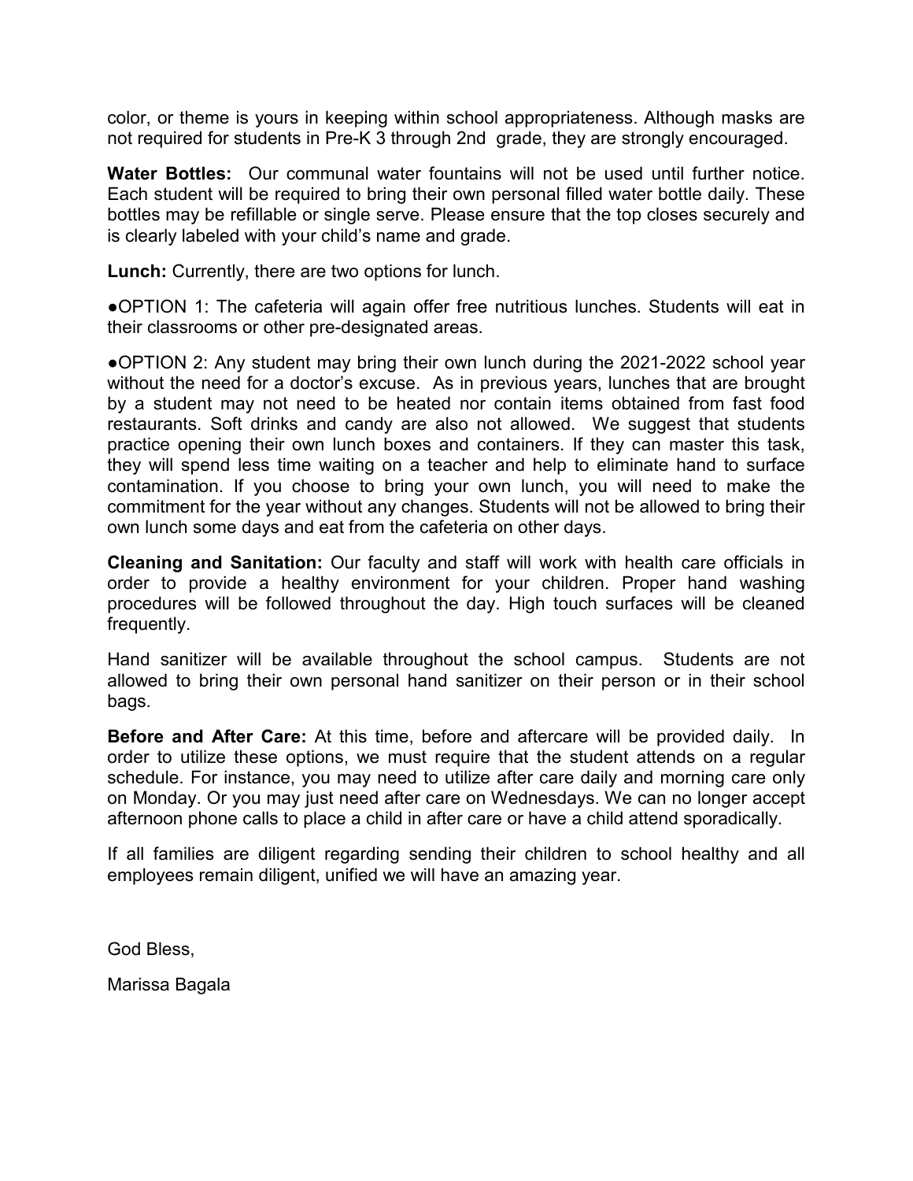color, or theme is yours in keeping within school appropriateness. Although masks are not required for students in Pre-K 3 through 2nd grade, they are strongly encouraged.

**Water Bottles:** Our communal water fountains will not be used until further notice. Each student will be required to bring their own personal filled water bottle daily. These bottles may be refillable or single serve. Please ensure that the top closes securely and is clearly labeled with your child's name and grade.

**Lunch:** Currently, there are two options for lunch.

●OPTION 1: The cafeteria will again offer free nutritious lunches. Students will eat in their classrooms or other pre-designated areas.

●OPTION 2: Any student may bring their own lunch during the 2021-2022 school year without the need for a doctor's excuse. As in previous years, lunches that are brought by a student may not need to be heated nor contain items obtained from fast food restaurants. Soft drinks and candy are also not allowed. We suggest that students practice opening their own lunch boxes and containers. If they can master this task, they will spend less time waiting on a teacher and help to eliminate hand to surface contamination. If you choose to bring your own lunch, you will need to make the commitment for the year without any changes. Students will not be allowed to bring their own lunch some days and eat from the cafeteria on other days.

**Cleaning and Sanitation:** Our faculty and staff will work with health care officials in order to provide a healthy environment for your children. Proper hand washing procedures will be followed throughout the day. High touch surfaces will be cleaned frequently.

Hand sanitizer will be available throughout the school campus. Students are not allowed to bring their own personal hand sanitizer on their person or in their school bags.

**Before and After Care:** At this time, before and aftercare will be provided daily. In order to utilize these options, we must require that the student attends on a regular schedule. For instance, you may need to utilize after care daily and morning care only on Monday. Or you may just need after care on Wednesdays. We can no longer accept afternoon phone calls to place a child in after care or have a child attend sporadically.

If all families are diligent regarding sending their children to school healthy and all employees remain diligent, unified we will have an amazing year.

God Bless,

Marissa Bagala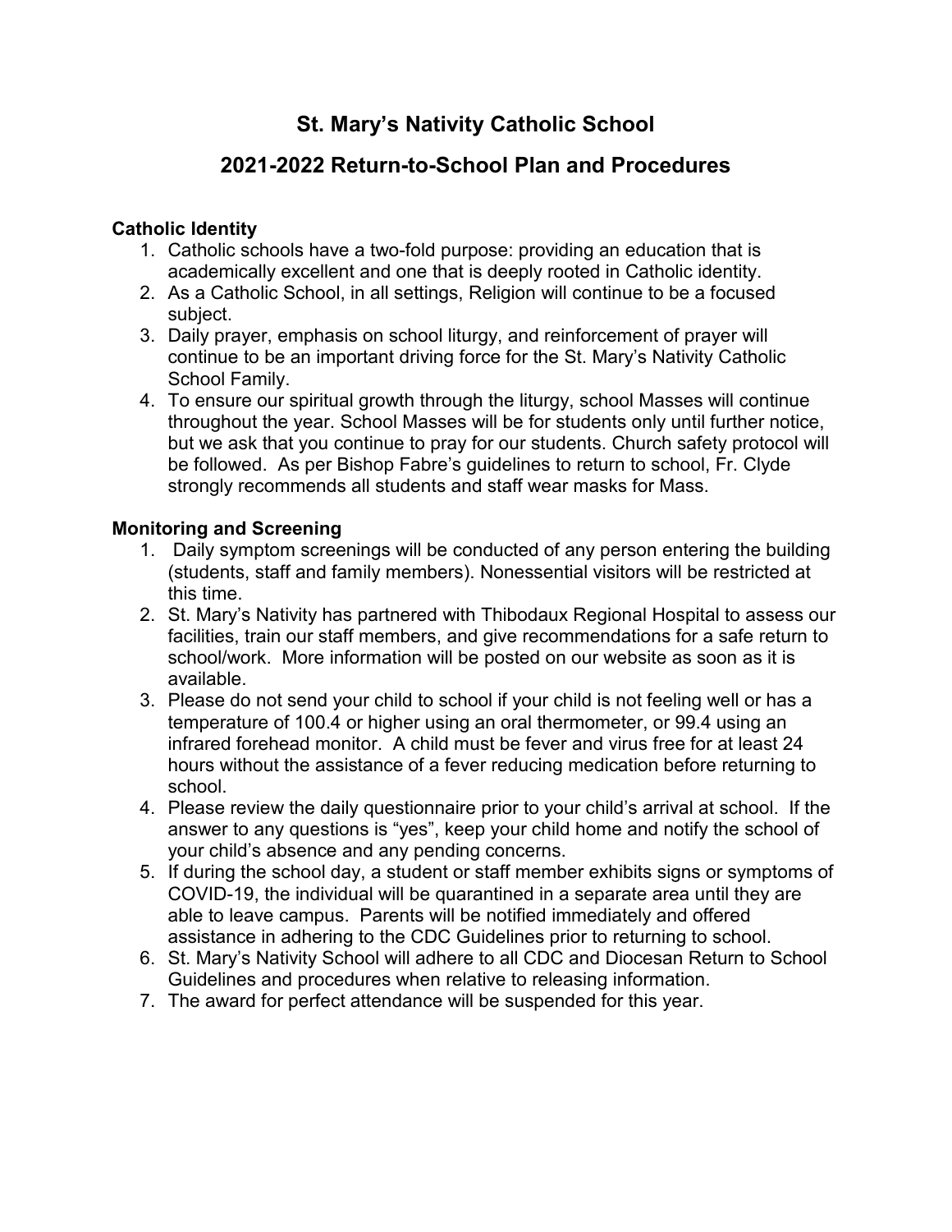# St. Mary's Nativity Catholic School

## 2021-2022 Return-to-School Plan and Procedures

### Catholic Identity

1. Catholic schools have a two-fold purpose: providing an education that is academically excellent and one that is deeply rooted in Catholic identity.
2. As a Catholic School, in all settings, Religion will continue to be a focused subject.
3. Daily prayer, emphasis on school liturgy, and reinforcement of prayer will continue to be an important driving force for the St. Mary's Nativity Catholic School Family.
4. To ensure our spiritual growth through the liturgy, school Masses will continue throughout the year. School Masses will be for students only until further notice, but we ask that you continue to pray for our students. Church safety protocol will be followed. As per Bishop Fabre's guidelines to return to school, Fr. Clyde strongly recommends all students and staff wear masks for Mass.

### Monitoring and Screening

1. Daily symptom screenings will be conducted of any person entering the building (students, staff and family members). Nonessential visitors will be restricted at this time.
2. St. Mary's Nativity has partnered with Thibodaux Regional Hospital to assess our facilities, train our staff members, and give recommendations for a safe return to school/work. More information will be posted on our website as soon as it is available.
3. Please do not send your child to school if your child is not feeling well or has a temperature of 100.4 or higher using an oral thermometer, or 99.4 using an infrared forehead monitor. A child must be fever and virus free for at least 24 hours without the assistance of a fever reducing medication before returning to school.
4. Please review the daily questionnaire prior to your child's arrival at school. If the answer to any questions is "yes", keep your child home and notify the school of your child's absence and any pending concerns.
5. If during the school day, a student or staff member exhibits signs or symptoms of COVID-19, the individual will be quarantined in a separate area until they are able to leave campus. Parents will be notified immediately and offered assistance in adhering to the CDC Guidelines prior to returning to school.
6. St. Mary's Nativity School will adhere to all CDC and Diocesan Return to School Guidelines and procedures when relative to releasing information.
7. The award for perfect attendance will be suspended for this year.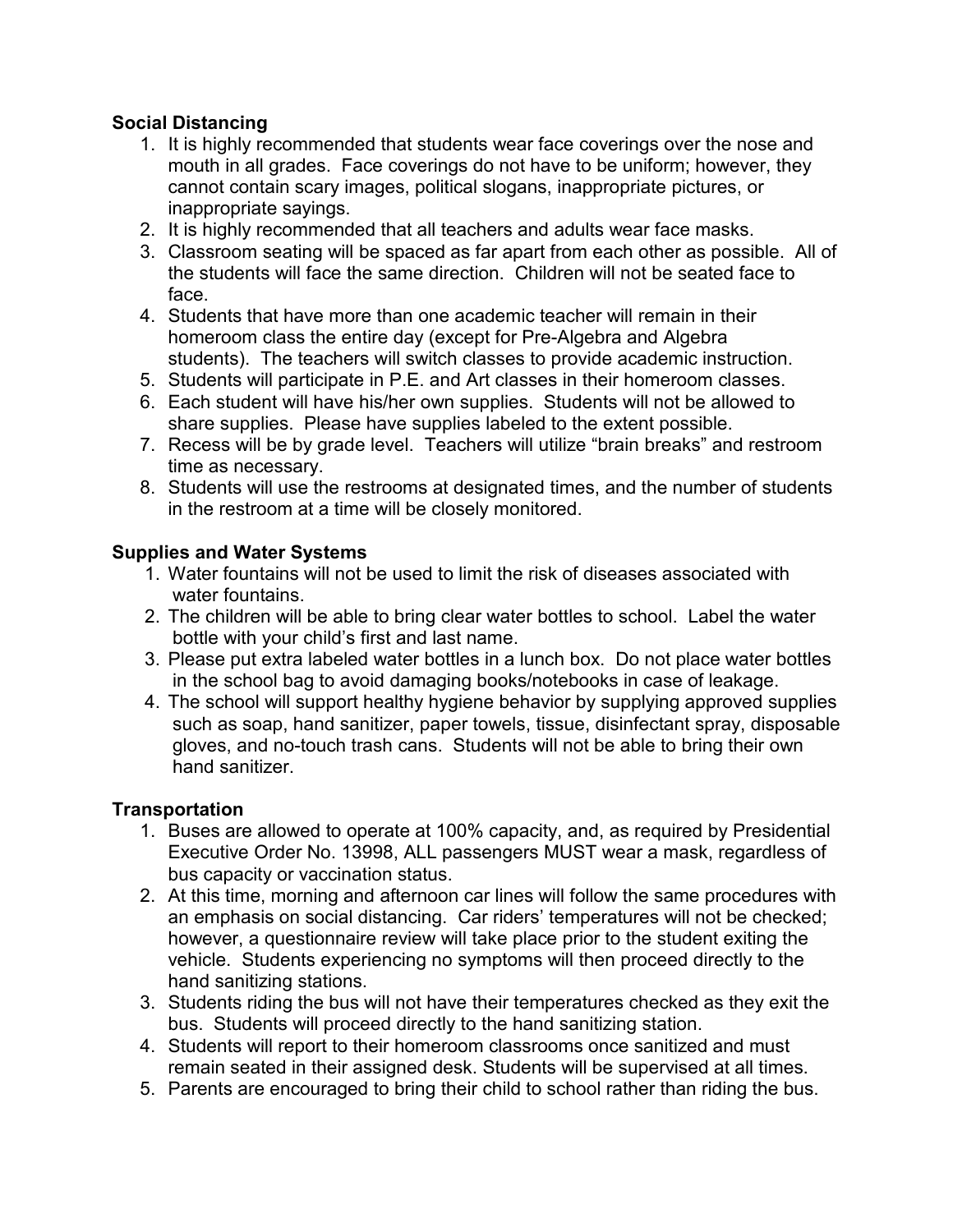**Social Distancing**

1. It is highly recommended that students wear face coverings over the nose and mouth in all grades. Face coverings do not have to be uniform; however, they cannot contain scary images, political slogans, inappropriate pictures, or inappropriate sayings.
2. It is highly recommended that all teachers and adults wear face masks.
3. Classroom seating will be spaced as far apart from each other as possible. All of the students will face the same direction. Children will not be seated face to face.
4. Students that have more than one academic teacher will remain in their homeroom class the entire day (except for Pre-Algebra and Algebra students). The teachers will switch classes to provide academic instruction.
5. Students will participate in P.E. and Art classes in their homeroom classes.
6. Each student will have his/her own supplies. Students will not be allowed to share supplies. Please have supplies labeled to the extent possible.
7. Recess will be by grade level. Teachers will utilize "brain breaks" and restroom time as necessary.
8. Students will use the restrooms at designated times, and the number of students in the restroom at a time will be closely monitored.

**Supplies and Water Systems**

1. Water fountains will not be used to limit the risk of diseases associated with water fountains.
2. The children will be able to bring clear water bottles to school. Label the water bottle with your child's first and last name.
3. Please put extra labeled water bottles in a lunch box. Do not place water bottles in the school bag to avoid damaging books/notebooks in case of leakage.
4. The school will support healthy hygiene behavior by supplying approved supplies such as soap, hand sanitizer, paper towels, tissue, disinfectant spray, disposable gloves, and no-touch trash cans. Students will not be able to bring their own hand sanitizer.

**Transportation**

1. Buses are allowed to operate at 100% capacity, and, as required by Presidential Executive Order No. 13998, ALL passengers MUST wear a mask, regardless of bus capacity or vaccination status.
2. At this time, morning and afternoon car lines will follow the same procedures with an emphasis on social distancing. Car riders' temperatures will not be checked; however, a questionnaire review will take place prior to the student exiting the vehicle. Students experiencing no symptoms will then proceed directly to the hand sanitizing stations.
3. Students riding the bus will not have their temperatures checked as they exit the bus. Students will proceed directly to the hand sanitizing station.
4. Students will report to their homeroom classrooms once sanitized and must remain seated in their assigned desk. Students will be supervised at all times.
5. Parents are encouraged to bring their child to school rather than riding the bus.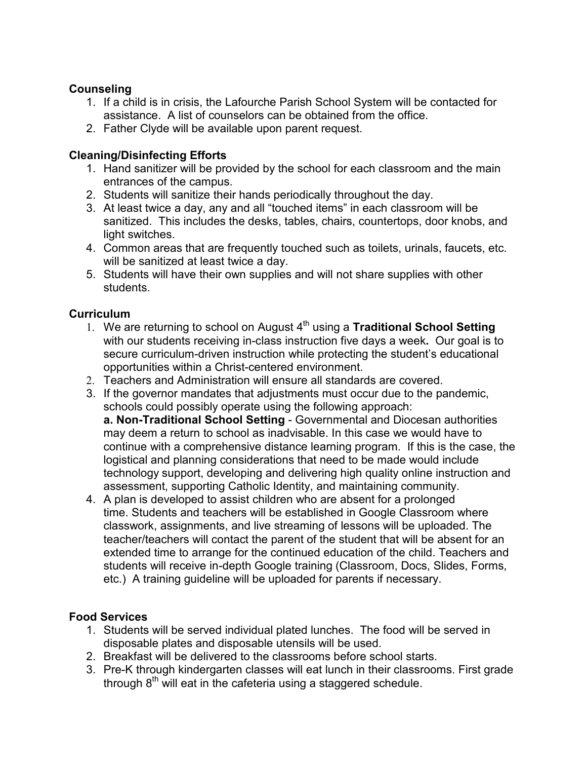**Counseling**

1. If a child is in crisis, the Lafourche Parish School System will be contacted for assistance. A list of counselors can be obtained from the office.
2. Father Clyde will be available upon parent request.

**Cleaning/Disinfecting Efforts**

1. Hand sanitizer will be provided by the school for each classroom and the main entrances of the campus.
2. Students will sanitize their hands periodically throughout the day.
3. At least twice a day, any and all "touched items" in each classroom will be sanitized. This includes the desks, tables, chairs, countertops, door knobs, and light switches.
4. Common areas that are frequently touched such as toilets, urinals, faucets, etc. will be sanitized at least twice a day.
5. Students will have their own supplies and will not share supplies with other students.

**Curriculum**

1. We are returning to school on August 4th using a **Traditional School Setting** with our students receiving in-class instruction five days a week**.** Our goal is to secure curriculum-driven instruction while protecting the student's educational opportunities within a Christ-centered environment.
2. Teachers and Administration will ensure all standards are covered.
3. If the governor mandates that adjustments must occur due to the pandemic, schools could possibly operate using the following approach:
   **a. Non-Traditional School Setting** - Governmental and Diocesan authorities may deem a return to school as inadvisable. In this case we would have to continue with a comprehensive distance learning program. If this is the case, the logistical and planning considerations that need to be made would include technology support, developing and delivering high quality online instruction and assessment, supporting Catholic Identity, and maintaining community.
4. A plan is developed to assist children who are absent for a prolonged time. Students and teachers will be established in Google Classroom where classwork, assignments, and live streaming of lessons will be uploaded. The teacher/teachers will contact the parent of the student that will be absent for an extended time to arrange for the continued education of the child. Teachers and students will receive in-depth Google training (Classroom, Docs, Slides, Forms, etc.) A training guideline will be uploaded for parents if necessary.

**Food Services**

1. Students will be served individual plated lunches. The food will be served in disposable plates and disposable utensils will be used.
2. Breakfast will be delivered to the classrooms before school starts.
3. Pre-K through kindergarten classes will eat lunch in their classrooms. First grade through 8th will eat in the cafeteria using a staggered schedule.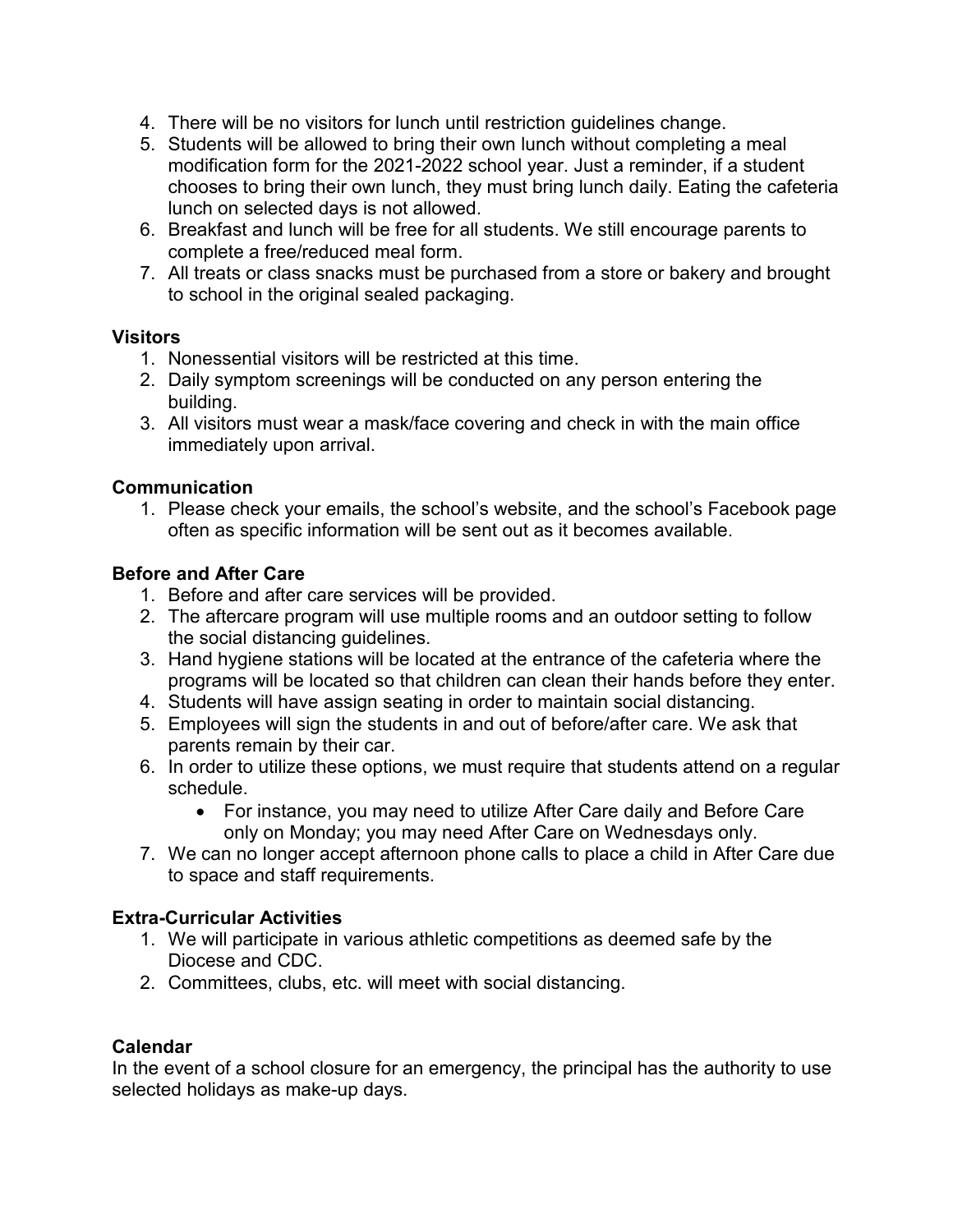4. There will be no visitors for lunch until restriction guidelines change.
5. Students will be allowed to bring their own lunch without completing a meal modification form for the 2021-2022 school year. Just a reminder, if a student chooses to bring their own lunch, they must bring lunch daily. Eating the cafeteria lunch on selected days is not allowed.
6. Breakfast and lunch will be free for all students. We still encourage parents to complete a free/reduced meal form.
7. All treats or class snacks must be purchased from a store or bakery and brought to school in the original sealed packaging.

**Visitors**

1. Nonessential visitors will be restricted at this time.
2. Daily symptom screenings will be conducted on any person entering the building.
3. All visitors must wear a mask/face covering and check in with the main office immediately upon arrival.

**Communication**

1. Please check your emails, the school's website, and the school's Facebook page often as specific information will be sent out as it becomes available.

**Before and After Care**

1. Before and after care services will be provided.
2. The aftercare program will use multiple rooms and an outdoor setting to follow the social distancing guidelines.
3. Hand hygiene stations will be located at the entrance of the cafeteria where the programs will be located so that children can clean their hands before they enter.
4. Students will have assign seating in order to maintain social distancing.
5. Employees will sign the students in and out of before/after care. We ask that parents remain by their car.
6. In order to utilize these options, we must require that students attend on a regular schedule.
   - For instance, you may need to utilize After Care daily and Before Care only on Monday; you may need After Care on Wednesdays only.
7. We can no longer accept afternoon phone calls to place a child in After Care due to space and staff requirements.

**Extra-Curricular Activities**

1. We will participate in various athletic competitions as deemed safe by the Diocese and CDC.
2. Committees, clubs, etc. will meet with social distancing.

**Calendar**

In the event of a school closure for an emergency, the principal has the authority to use selected holidays as make-up days.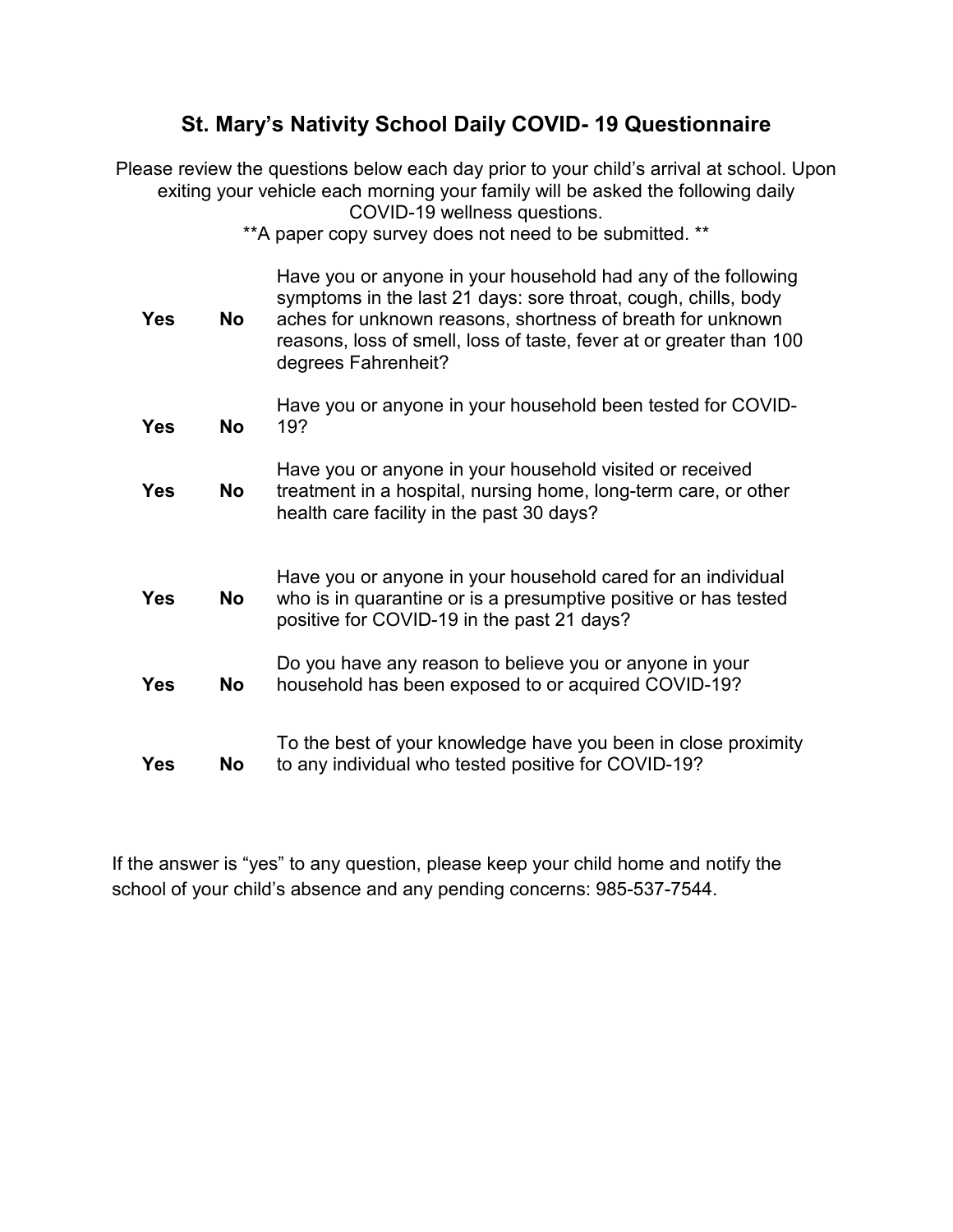## St. Mary's Nativity School Daily COVID- 19 Questionnaire

Please review the questions below each day prior to your child's arrival at school. Upon exiting your vehicle each morning your family will be asked the following daily COVID-19 wellness questions.

**A paper copy survey does not need to be submitted. **

| | | |
|---|---|---|
| **Yes** | **No** | Have you or anyone in your household had any of the following symptoms in the last 21 days: sore throat, cough, chills, body aches for unknown reasons, shortness of breath for unknown reasons, loss of smell, loss of taste, fever at or greater than 100 degrees Fahrenheit? |
| **Yes** | **No** | Have you or anyone in your household been tested for COVID-19? |
| **Yes** | **No** | Have you or anyone in your household visited or received treatment in a hospital, nursing home, long-term care, or other health care facility in the past 30 days? |
| **Yes** | **No** | Have you or anyone in your household cared for an individual who is in quarantine or is a presumptive positive or has tested positive for COVID-19 in the past 21 days? |
| **Yes** | **No** | Do you have any reason to believe you or anyone in your household has been exposed to or acquired COVID-19? |
| **Yes** | **No** | To the best of your knowledge have you been in close proximity to any individual who tested positive for COVID-19? |

If the answer is "yes" to any question, please keep your child home and notify the school of your child's absence and any pending concerns: 985-537-7544.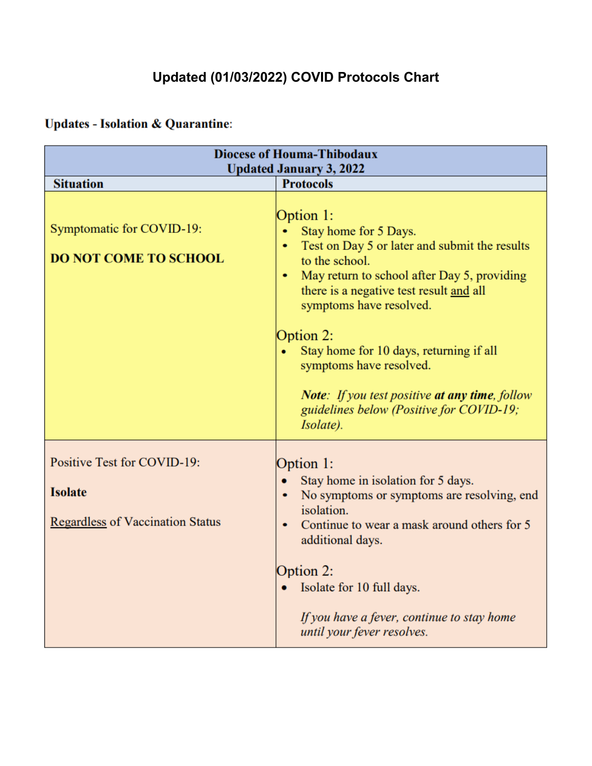# Updated (01/03/2022) COVID Protocols Chart

**Updates - Isolation & Quarantine**:

| **Diocese of Houma-Thibodaux<br>Updated January 3, 2022** | |
|---|---|
| **Situation** | **Protocols** |
| Symptomatic for COVID-19:<br><br>**DO NOT COME TO SCHOOL** | Option 1:<br>• Stay home for 5 Days.<br>• Test on Day 5 or later and submit the results to the school.<br>• May return to school after Day 5, providing there is a negative test result and all symptoms have resolved.<br><br>Option 2:<br>• Stay home for 10 days, returning if all symptoms have resolved.<br><br>***Note**: If you test positive **at any time**, follow guidelines below (Positive for COVID-19; Isolate).* |
| Positive Test for COVID-19:<br><br>**Isolate**<br><br>Regardless of Vaccination Status | Option 1:<br>• Stay home in isolation for 5 days.<br>• No symptoms or symptoms are resolving, end isolation.<br>• Continue to wear a mask around others for 5 additional days.<br><br>Option 2:<br>• Isolate for 10 full days.<br><br>*If you have a fever, continue to stay home until your fever resolves.* |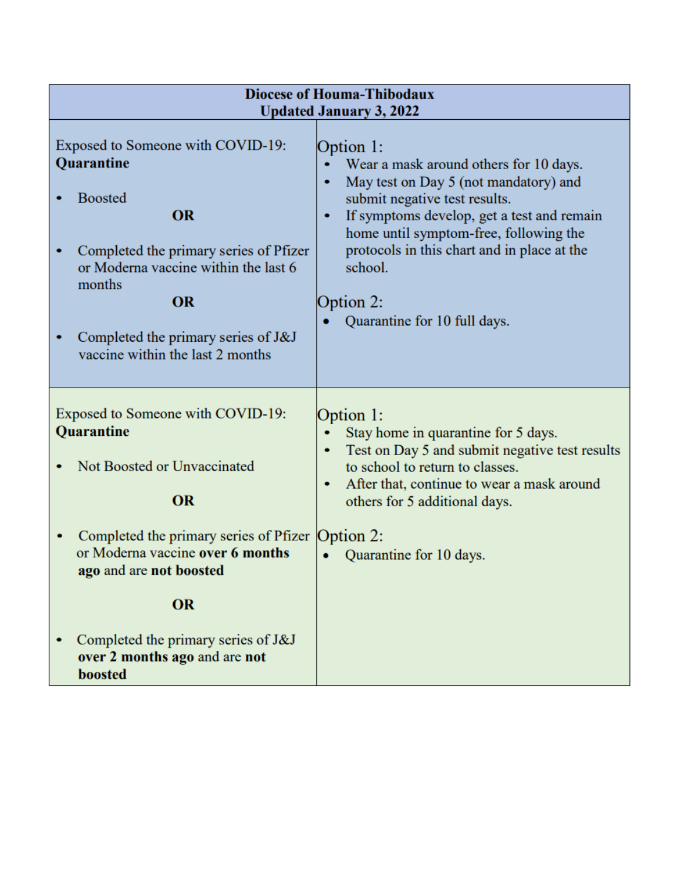| **Diocese of Houma-Thibodaux**<br>**Updated January 3, 2022** | |
|---|---|
| Exposed to Someone with COVID-19: **Quarantine**<br><br>• Boosted<br>**OR**<br>• Completed the primary series of Pfizer or Moderna vaccine within the last 6 months<br>**OR**<br>• Completed the primary series of J&J vaccine within the last 2 months | Option 1:<br>• Wear a mask around others for 10 days.<br>• May test on Day 5 (not mandatory) and submit negative test results.<br>• If symptoms develop, get a test and remain home until symptom-free, following the protocols in this chart and in place at the school.<br><br>Option 2:<br>• Quarantine for 10 full days. |
| Exposed to Someone with COVID-19: **Quarantine**<br><br>• Not Boosted or Unvaccinated<br>**OR**<br>• Completed the primary series of Pfizer or Moderna vaccine **over 6 months ago** and are **not boosted**<br>**OR**<br>• Completed the primary series of J&J **over 2 months ago** and are **not boosted** | Option 1:<br>• Stay home in quarantine for 5 days.<br>• Test on Day 5 and submit negative test results to school to return to classes.<br>• After that, continue to wear a mask around others for 5 additional days.<br><br>Option 2:<br>• Quarantine for 10 days. |